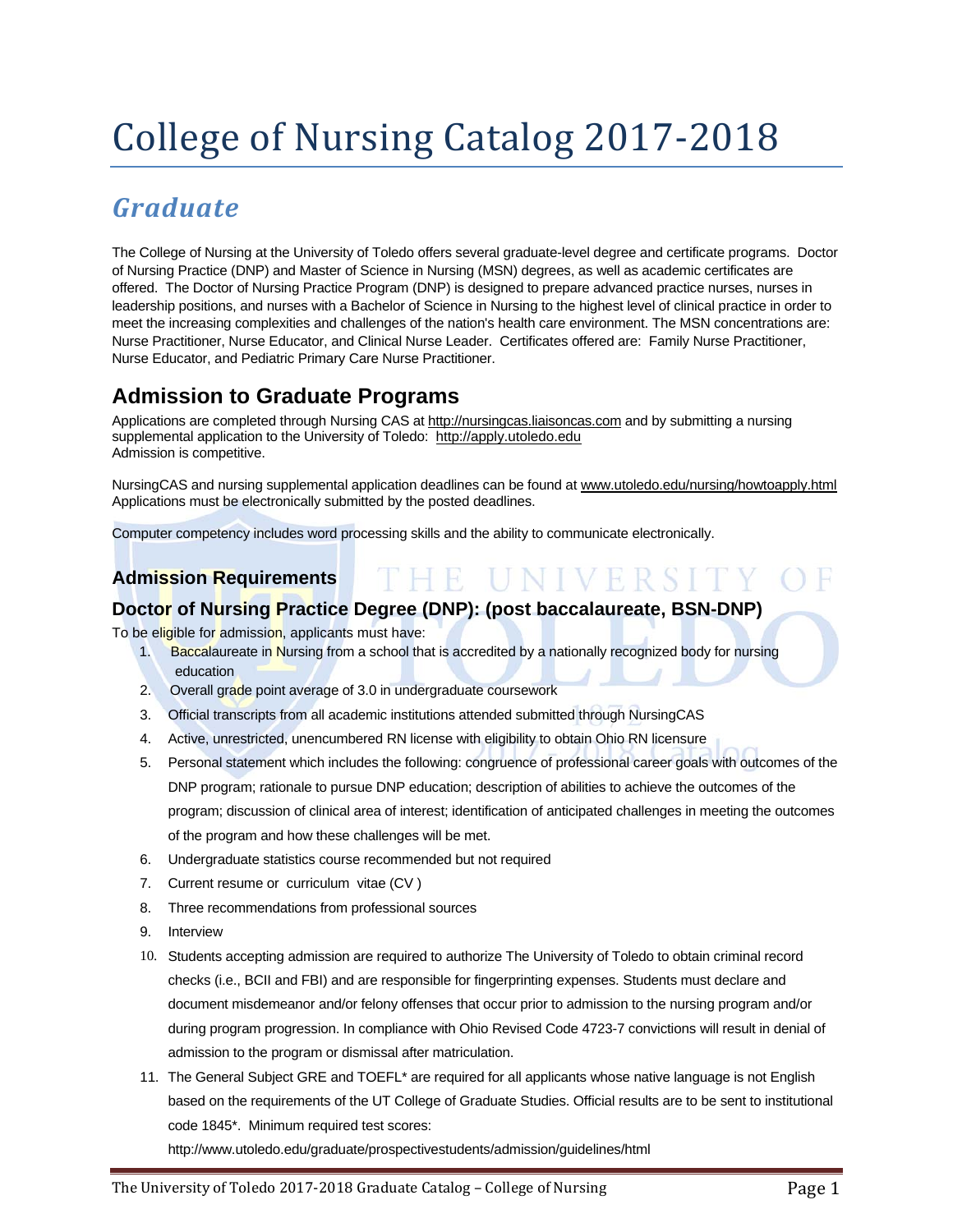# College of Nursing Catalog 2017-2018

## *Graduate*

The College of Nursing at the University of Toledo offers several graduate-level degree and certificate programs. Doctor of Nursing Practice (DNP) and Master of Science in Nursing (MSN) degrees, as well as academic certificates are offered. The Doctor of Nursing Practice Program (DNP) is designed to prepare advanced practice nurses, nurses in leadership positions, and nurses with a Bachelor of Science in Nursing to the highest level of clinical practice in order to meet the increasing complexities and challenges of the nation's health care environment. The MSN concentrations are: Nurse Practitioner, Nurse Educator, and Clinical Nurse Leader. Certificates offered are: Family Nurse Practitioner, Nurse Educator, and Pediatric Primary Care Nurse Practitioner.

## Admission to Graduate Programs

Applications are completed through Nursing CAS at http://nursingcas.liaisoncas.com and by submitting a nursing supplemental application to the University of Toledo: http://apply.utoledo.edu
Admission is competitive.

NursingCAS and nursing supplemental application deadlines can be found at www.utoledo.edu/nursing/howtoapply.html Applications must be electronically submitted by the posted deadlines.

Computer competency includes word processing skills and the ability to communicate electronically.

### Admission Requirements

### Doctor of Nursing Practice Degree (DNP): (post baccalaureate, BSN-DNP)

To be eligible for admission, applicants must have:

1. Baccalaureate in Nursing from a school that is accredited by a nationally recognized body for nursing education
2. Overall grade point average of 3.0 in undergraduate coursework
3. Official transcripts from all academic institutions attended submitted through NursingCAS
4. Active, unrestricted, unencumbered RN license with eligibility to obtain Ohio RN licensure
5. Personal statement which includes the following: congruence of professional career goals with outcomes of the DNP program; rationale to pursue DNP education; description of abilities to achieve the outcomes of the program; discussion of clinical area of interest; identification of anticipated challenges in meeting the outcomes of the program and how these challenges will be met.
6. Undergraduate statistics course recommended but not required
7. Current resume or curriculum vitae (CV )
8. Three recommendations from professional sources
9. Interview
10. Students accepting admission are required to authorize The University of Toledo to obtain criminal record checks (i.e., BCII and FBI) and are responsible for fingerprinting expenses. Students must declare and document misdemeanor and/or felony offenses that occur prior to admission to the nursing program and/or during program progression. In compliance with Ohio Revised Code 4723-7 convictions will result in denial of admission to the program or dismissal after matriculation.
11. The General Subject GRE and TOEFL* are required for all applicants whose native language is not English based on the requirements of the UT College of Graduate Studies. Official results are to be sent to institutional code 1845*. Minimum required test scores: http://www.utoledo.edu/graduate/prospectivestudents/admission/guidelines/html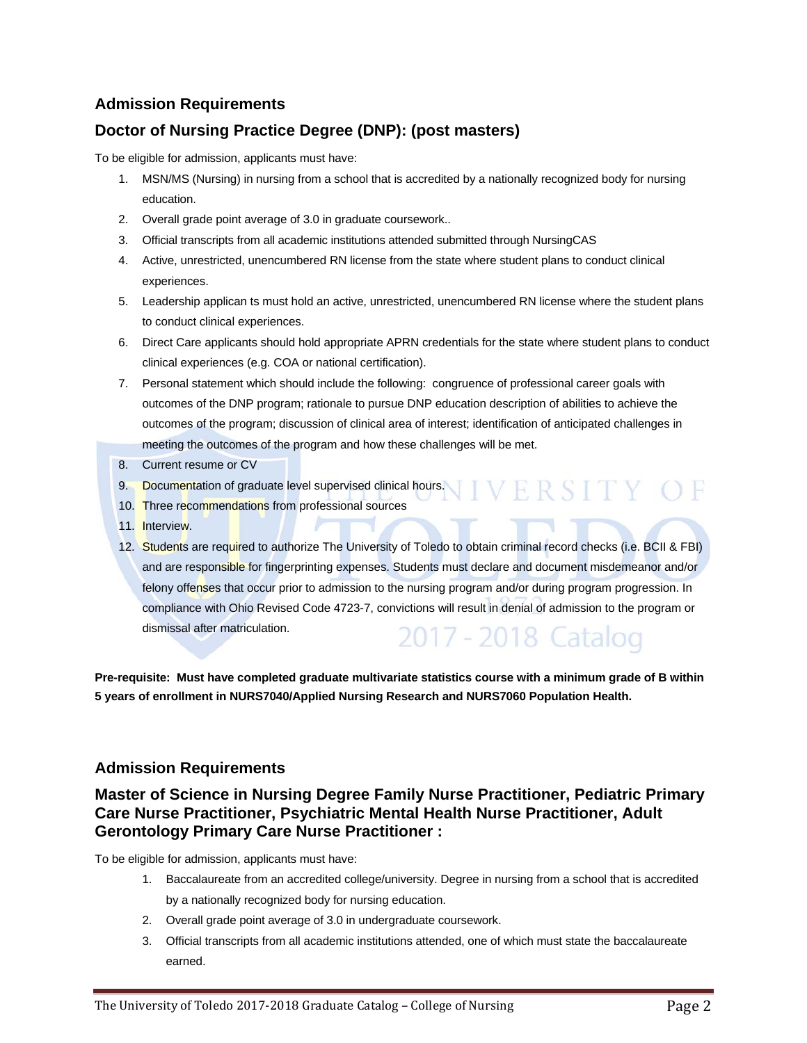## Admission Requirements

### Doctor of Nursing Practice Degree (DNP): (post masters)

To be eligible for admission, applicants must have:

1. MSN/MS (Nursing) in nursing from a school that is accredited by a nationally recognized body for nursing education.
2. Overall grade point average of 3.0 in graduate coursework..
3. Official transcripts from all academic institutions attended submitted through NursingCAS
4. Active, unrestricted, unencumbered RN license from the state where student plans to conduct clinical experiences.
5. Leadership applican ts must hold an active, unrestricted, unencumbered RN license where the student plans to conduct clinical experiences.
6. Direct Care applicants should hold appropriate APRN credentials for the state where student plans to conduct clinical experiences (e.g. COA or national certification).
7. Personal statement which should include the following: congruence of professional career goals with outcomes of the DNP program; rationale to pursue DNP education description of abilities to achieve the outcomes of the program; discussion of clinical area of interest; identification of anticipated challenges in meeting the outcomes of the program and how these challenges will be met.
8. Current resume or CV
9. Documentation of graduate level supervised clinical hours.
10. Three recommendations from professional sources
11. Interview.
12. Students are required to authorize The University of Toledo to obtain criminal record checks (i.e. BCII & FBI) and are responsible for fingerprinting expenses. Students must declare and document misdemeanor and/or felony offenses that occur prior to admission to the nursing program and/or during program progression. In compliance with Ohio Revised Code 4723-7, convictions will result in denial of admission to the program or dismissal after matriculation.

**Pre-requisite: Must have completed graduate multivariate statistics course with a minimum grade of B within 5 years of enrollment in NURS7040/Applied Nursing Research and NURS7060 Population Health.**

## Admission Requirements

### Master of Science in Nursing Degree Family Nurse Practitioner, Pediatric Primary Care Nurse Practitioner, Psychiatric Mental Health Nurse Practitioner, Adult Gerontology Primary Care Nurse Practitioner :

To be eligible for admission, applicants must have:

1. Baccalaureate from an accredited college/university. Degree in nursing from a school that is accredited by a nationally recognized body for nursing education.
2. Overall grade point average of 3.0 in undergraduate coursework.
3. Official transcripts from all academic institutions attended, one of which must state the baccalaureate earned.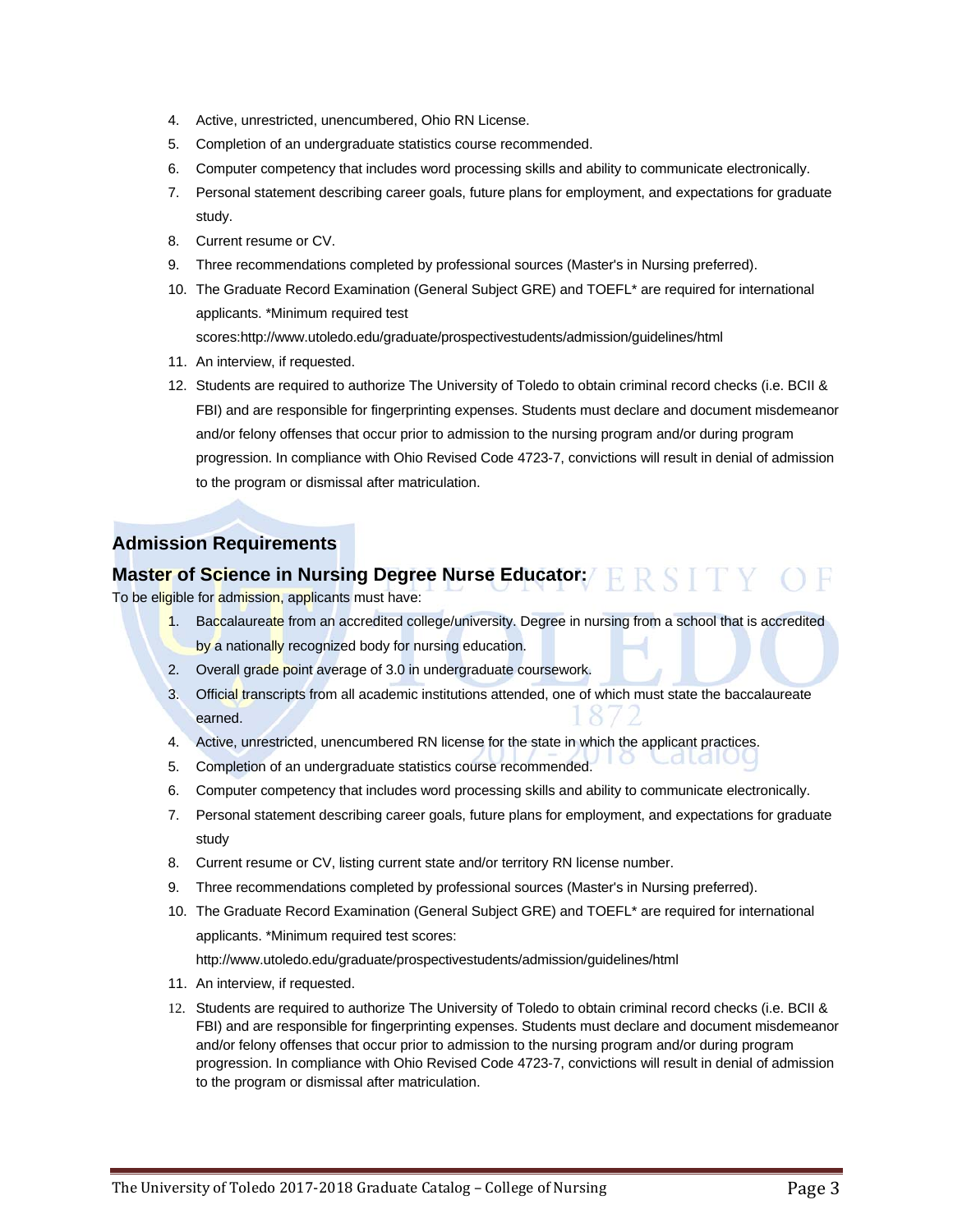4. Active, unrestricted, unencumbered, Ohio RN License.
5. Completion of an undergraduate statistics course recommended.
6. Computer competency that includes word processing skills and ability to communicate electronically.
7. Personal statement describing career goals, future plans for employment, and expectations for graduate study.
8. Current resume or CV.
9. Three recommendations completed by professional sources (Master's in Nursing preferred).
10. The Graduate Record Examination (General Subject GRE) and TOEFL* are required for international applicants. *Minimum required test scores:http://www.utoledo.edu/graduate/prospectivestudents/admission/guidelines/html
11. An interview, if requested.
12. Students are required to authorize The University of Toledo to obtain criminal record checks (i.e. BCII & FBI) and are responsible for fingerprinting expenses. Students must declare and document misdemeanor and/or felony offenses that occur prior to admission to the nursing program and/or during program progression. In compliance with Ohio Revised Code 4723-7, convictions will result in denial of admission to the program or dismissal after matriculation.

## Admission Requirements

### Master of Science in Nursing Degree Nurse Educator:

To be eligible for admission, applicants must have:

1. Baccalaureate from an accredited college/university. Degree in nursing from a school that is accredited by a nationally recognized body for nursing education.
2. Overall grade point average of 3.0 in undergraduate coursework.
3. Official transcripts from all academic institutions attended, one of which must state the baccalaureate earned.
4. Active, unrestricted, unencumbered RN license for the state in which the applicant practices.
5. Completion of an undergraduate statistics course recommended.
6. Computer competency that includes word processing skills and ability to communicate electronically.
7. Personal statement describing career goals, future plans for employment, and expectations for graduate study
8. Current resume or CV, listing current state and/or territory RN license number.
9. Three recommendations completed by professional sources (Master's in Nursing preferred).
10. The Graduate Record Examination (General Subject GRE) and TOEFL* are required for international applicants. *Minimum required test scores: http://www.utoledo.edu/graduate/prospectivestudents/admission/guidelines/html
11. An interview, if requested.
12. Students are required to authorize The University of Toledo to obtain criminal record checks (i.e. BCII & FBI) and are responsible for fingerprinting expenses. Students must declare and document misdemeanor and/or felony offenses that occur prior to admission to the nursing program and/or during program progression. In compliance with Ohio Revised Code 4723-7, convictions will result in denial of admission to the program or dismissal after matriculation.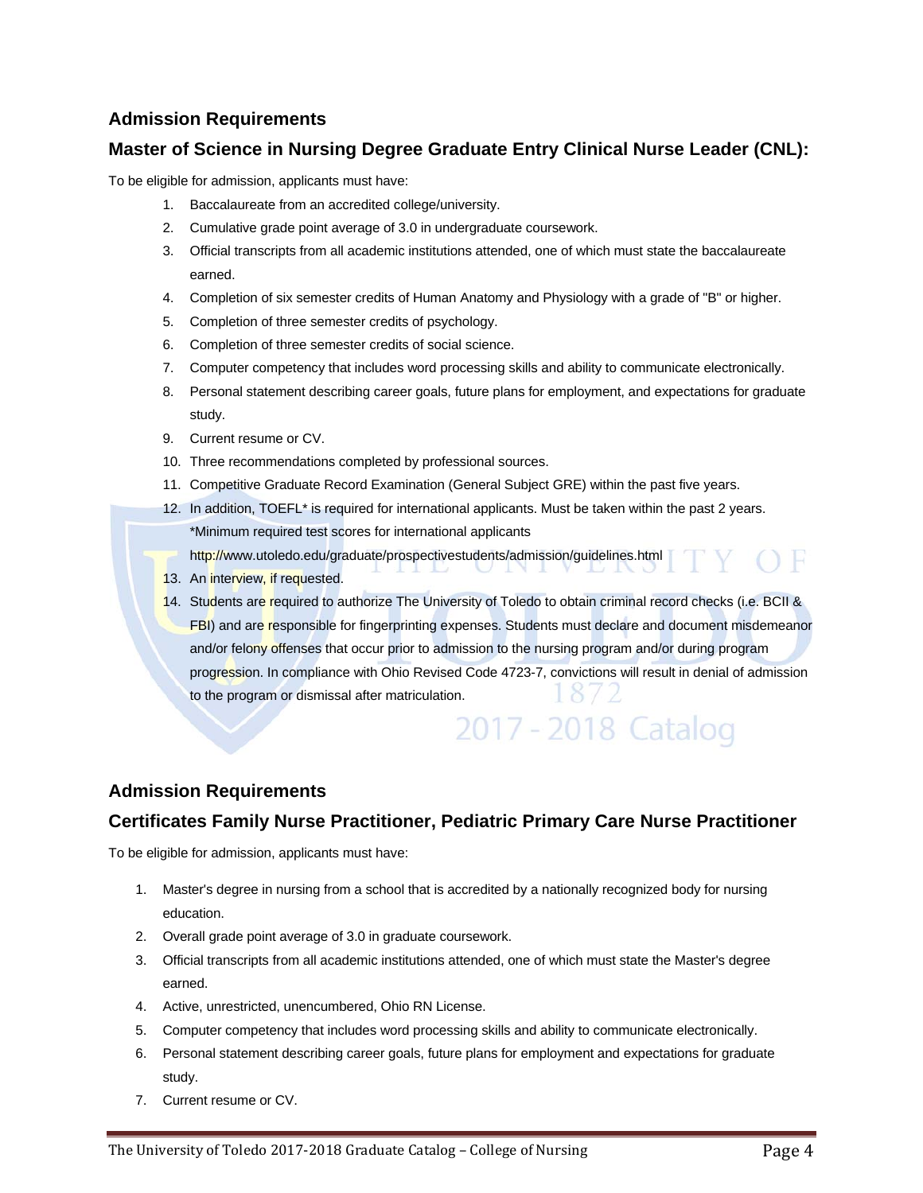## Admission Requirements

## Master of Science in Nursing Degree Graduate Entry Clinical Nurse Leader (CNL):

To be eligible for admission, applicants must have:

1. Baccalaureate from an accredited college/university.
2. Cumulative grade point average of 3.0 in undergraduate coursework.
3. Official transcripts from all academic institutions attended, one of which must state the baccalaureate earned.
4. Completion of six semester credits of Human Anatomy and Physiology with a grade of "B" or higher.
5. Completion of three semester credits of psychology.
6. Completion of three semester credits of social science.
7. Computer competency that includes word processing skills and ability to communicate electronically.
8. Personal statement describing career goals, future plans for employment, and expectations for graduate study.
9. Current resume or CV.
10. Three recommendations completed by professional sources.
11. Competitive Graduate Record Examination (General Subject GRE) within the past five years.
12. In addition, TOEFL* is required for international applicants. Must be taken within the past 2 years.
    *Minimum required test scores for international applicants
    http://www.utoledo.edu/graduate/prospectivestudents/admission/guidelines.html
13. An interview, if requested.
14. Students are required to authorize The University of Toledo to obtain criminal record checks (i.e. BCII & FBI) and are responsible for fingerprinting expenses. Students must declare and document misdemeanor and/or felony offenses that occur prior to admission to the nursing program and/or during program progression. In compliance with Ohio Revised Code 4723-7, convictions will result in denial of admission to the program or dismissal after matriculation.

## Admission Requirements

## Certificates Family Nurse Practitioner, Pediatric Primary Care Nurse Practitioner

To be eligible for admission, applicants must have:

1. Master's degree in nursing from a school that is accredited by a nationally recognized body for nursing education.
2. Overall grade point average of 3.0 in graduate coursework.
3. Official transcripts from all academic institutions attended, one of which must state the Master's degree earned.
4. Active, unrestricted, unencumbered, Ohio RN License.
5. Computer competency that includes word processing skills and ability to communicate electronically.
6. Personal statement describing career goals, future plans for employment and expectations for graduate study.
7. Current resume or CV.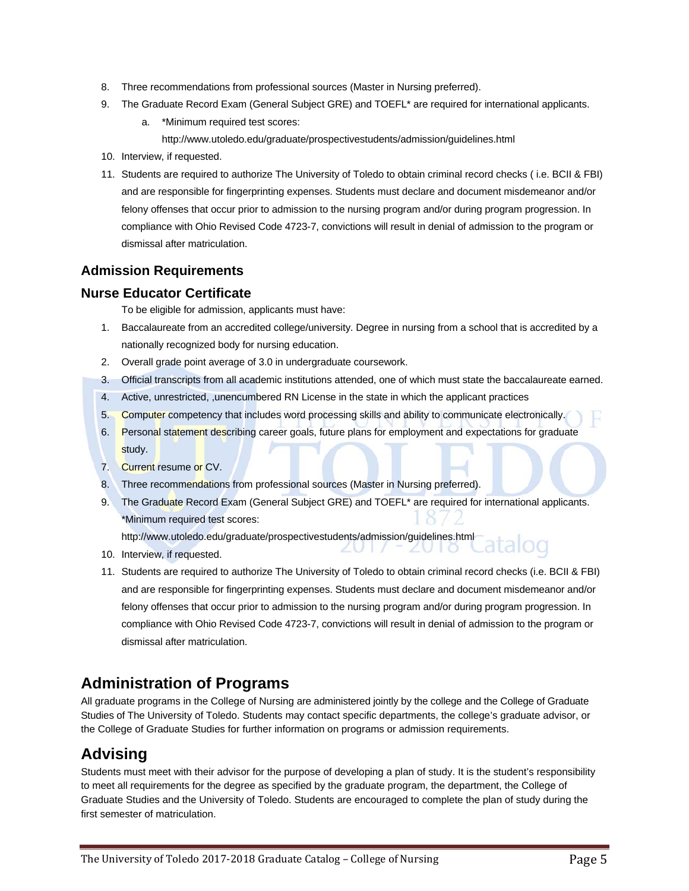8. Three recommendations from professional sources (Master in Nursing preferred).
9. The Graduate Record Exam (General Subject GRE) and TOEFL* are required for international applicants.
   a. *Minimum required test scores: http://www.utoledo.edu/graduate/prospectivestudents/admission/guidelines.html
10. Interview, if requested.
11. Students are required to authorize The University of Toledo to obtain criminal record checks ( i.e. BCII & FBI) and are responsible for fingerprinting expenses. Students must declare and document misdemeanor and/or felony offenses that occur prior to admission to the nursing program and/or during program progression. In compliance with Ohio Revised Code 4723-7, convictions will result in denial of admission to the program or dismissal after matriculation.

### Admission Requirements

### Nurse Educator Certificate

To be eligible for admission, applicants must have:

1. Baccalaureate from an accredited college/university. Degree in nursing from a school that is accredited by a nationally recognized body for nursing education.
2. Overall grade point average of 3.0 in undergraduate coursework.
3. Official transcripts from all academic institutions attended, one of which must state the baccalaureate earned.
4. Active, unrestricted, ,unencumbered RN License in the state in which the applicant practices
5. Computer competency that includes word processing skills and ability to communicate electronically.
6. Personal statement describing career goals, future plans for employment and expectations for graduate study.
7. Current resume or CV.
8. Three recommendations from professional sources (Master in Nursing preferred).
9. The Graduate Record Exam (General Subject GRE) and TOEFL* are required for international applicants. *Minimum required test scores: http://www.utoledo.edu/graduate/prospectivestudents/admission/guidelines.html
10. Interview, if requested.
11. Students are required to authorize The University of Toledo to obtain criminal record checks (i.e. BCII & FBI) and are responsible for fingerprinting expenses. Students must declare and document misdemeanor and/or felony offenses that occur prior to admission to the nursing program and/or during program progression. In compliance with Ohio Revised Code 4723-7, convictions will result in denial of admission to the program or dismissal after matriculation.

## Administration of Programs

All graduate programs in the College of Nursing are administered jointly by the college and the College of Graduate Studies of The University of Toledo. Students may contact specific departments, the college's graduate advisor, or the College of Graduate Studies for further information on programs or admission requirements.

## Advising

Students must meet with their advisor for the purpose of developing a plan of study. It is the student's responsibility to meet all requirements for the degree as specified by the graduate program, the department, the College of Graduate Studies and the University of Toledo. Students are encouraged to complete the plan of study during the first semester of matriculation.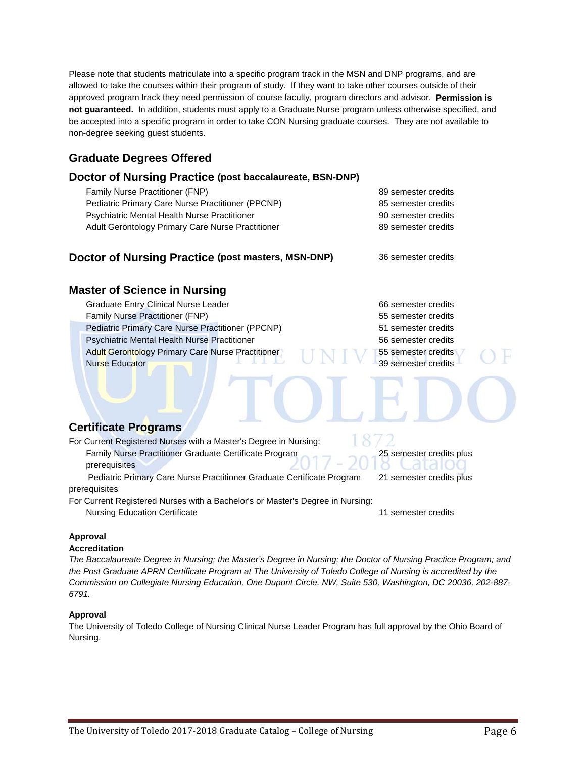Please note that students matriculate into a specific program track in the MSN and DNP programs, and are allowed to take the courses within their program of study. If they want to take other courses outside of their approved program track they need permission of course faculty, program directors and advisor. **Permission is not guaranteed.** In addition, students must apply to a Graduate Nurse program unless otherwise specified, and be accepted into a specific program in order to take CON Nursing graduate courses. They are not available to non-degree seeking guest students.

## Graduate Degrees Offered

### Doctor of Nursing Practice (post baccalaureate, BSN-DNP)

| | |
|---|---|
| Family Nurse Practitioner (FNP) | 89 semester credits |
| Pediatric Primary Care Nurse Practitioner (PPCNP) | 85 semester credits |
| Psychiatric Mental Health Nurse Practitioner | 90 semester credits |
| Adult Gerontology Primary Care Nurse Practitioner | 89 semester credits |

### Doctor of Nursing Practice (post masters, MSN-DNP)

36 semester credits

### Master of Science in Nursing

| | |
|---|---|
| Graduate Entry Clinical Nurse Leader | 66 semester credits |
| Family Nurse Practitioner (FNP) | 55 semester credits |
| Pediatric Primary Care Nurse Practitioner (PPCNP) | 51 semester credits |
| Psychiatric Mental Health Nurse Practitioner | 56 semester credits |
| Adult Gerontology Primary Care Nurse Practitioner | 55 semester credits |
| Nurse Educator | 39 semester credits |

## Certificate Programs

For Current Registered Nurses with a Master's Degree in Nursing:

| | |
|---|---|
| Family Nurse Practitioner Graduate Certificate Program prerequisites | 25 semester credits plus |
| Pediatric Primary Care Nurse Practitioner Graduate Certificate Program prerequisites | 21 semester credits plus |

For Current Registered Nurses with a Bachelor's or Master's Degree in Nursing:

| | |
|---|---|
| Nursing Education Certificate | 11 semester credits |

**Approval**

**Accreditation**

*The Baccalaureate Degree in Nursing; the Master's Degree in Nursing; the Doctor of Nursing Practice Program; and the Post Graduate APRN Certificate Program at The University of Toledo College of Nursing is accredited by the Commission on Collegiate Nursing Education, One Dupont Circle, NW, Suite 530, Washington, DC 20036, 202-887-6791.*

**Approval**

The University of Toledo College of Nursing Clinical Nurse Leader Program has full approval by the Ohio Board of Nursing.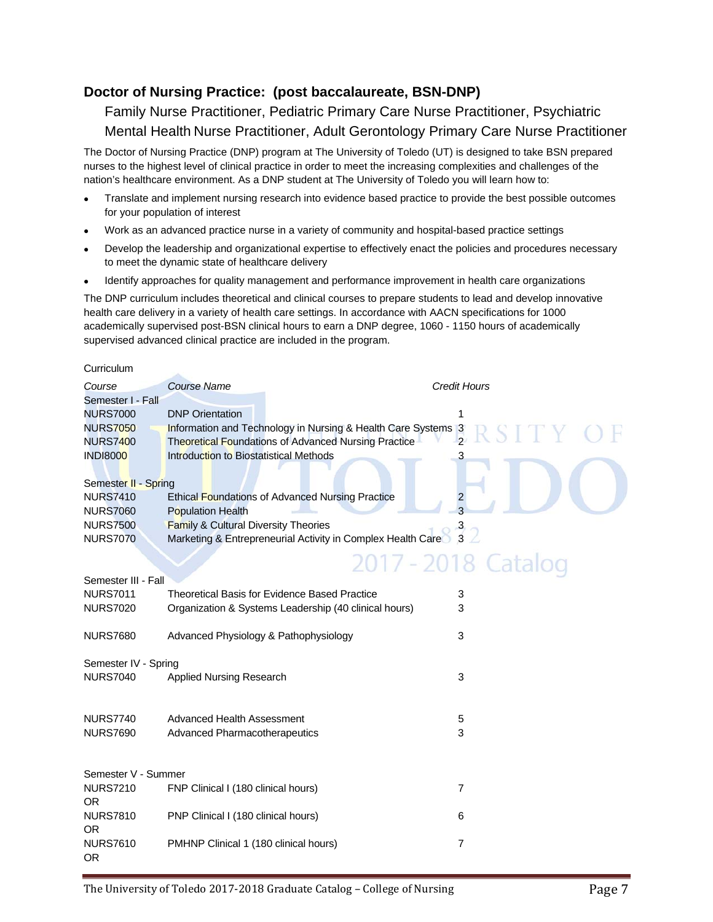## Doctor of Nursing Practice: (post baccalaureate, BSN-DNP)

### Family Nurse Practitioner, Pediatric Primary Care Nurse Practitioner, Psychiatric Mental Health Nurse Practitioner, Adult Gerontology Primary Care Nurse Practitioner

The Doctor of Nursing Practice (DNP) program at The University of Toledo (UT) is designed to take BSN prepared nurses to the highest level of clinical practice in order to meet the increasing complexities and challenges of the nation's healthcare environment. As a DNP student at The University of Toledo you will learn how to:

- Translate and implement nursing research into evidence based practice to provide the best possible outcomes for your population of interest
- Work as an advanced practice nurse in a variety of community and hospital-based practice settings
- Develop the leadership and organizational expertise to effectively enact the policies and procedures necessary to meet the dynamic state of healthcare delivery
- Identify approaches for quality management and performance improvement in health care organizations

The DNP curriculum includes theoretical and clinical courses to prepare students to lead and develop innovative health care delivery in a variety of health care settings. In accordance with AACN specifications for 1000 academically supervised post-BSN clinical hours to earn a DNP degree, 1060 - 1150 hours of academically supervised advanced clinical practice are included in the program.

Curriculum

| *Course* | *Course Name* | *Credit Hours* |
|---|---|---|
| Semester I - Fall | | |
| NURS7000 | DNP Orientation | 1 |
| NURS7050 | Information and Technology in Nursing & Health Care Systems | 3 |
| NURS7400 | Theoretical Foundations of Advanced Nursing Practice | 2 |
| INDI8000 | Introduction to Biostatistical Methods | 3 |
| Semester II - Spring | | |
| NURS7410 | Ethical Foundations of Advanced Nursing Practice | 2 |
| NURS7060 | Population Health | 3 |
| NURS7500 | Family & Cultural Diversity Theories | 3 |
| NURS7070 | Marketing & Entrepreneurial Activity in Complex Health Care | 3 |
| Semester III - Fall | | |
| NURS7011 | Theoretical Basis for Evidence Based Practice | 3 |
| NURS7020 | Organization & Systems Leadership (40 clinical hours) | 3 |
| NURS7680 | Advanced Physiology & Pathophysiology | 3 |
| Semester IV - Spring | | |
| NURS7040 | Applied Nursing Research | 3 |
| NURS7740 | Advanced Health Assessment | 5 |
| NURS7690 | Advanced Pharmacotherapeutics | 3 |
| Semester V - Summer | | |
| NURS7210 OR | FNP Clinical I (180 clinical hours) | 7 |
| NURS7810 OR | PNP Clinical I (180 clinical hours) | 6 |
| NURS7610 OR | PMHNP Clinical 1 (180 clinical hours) | 7 |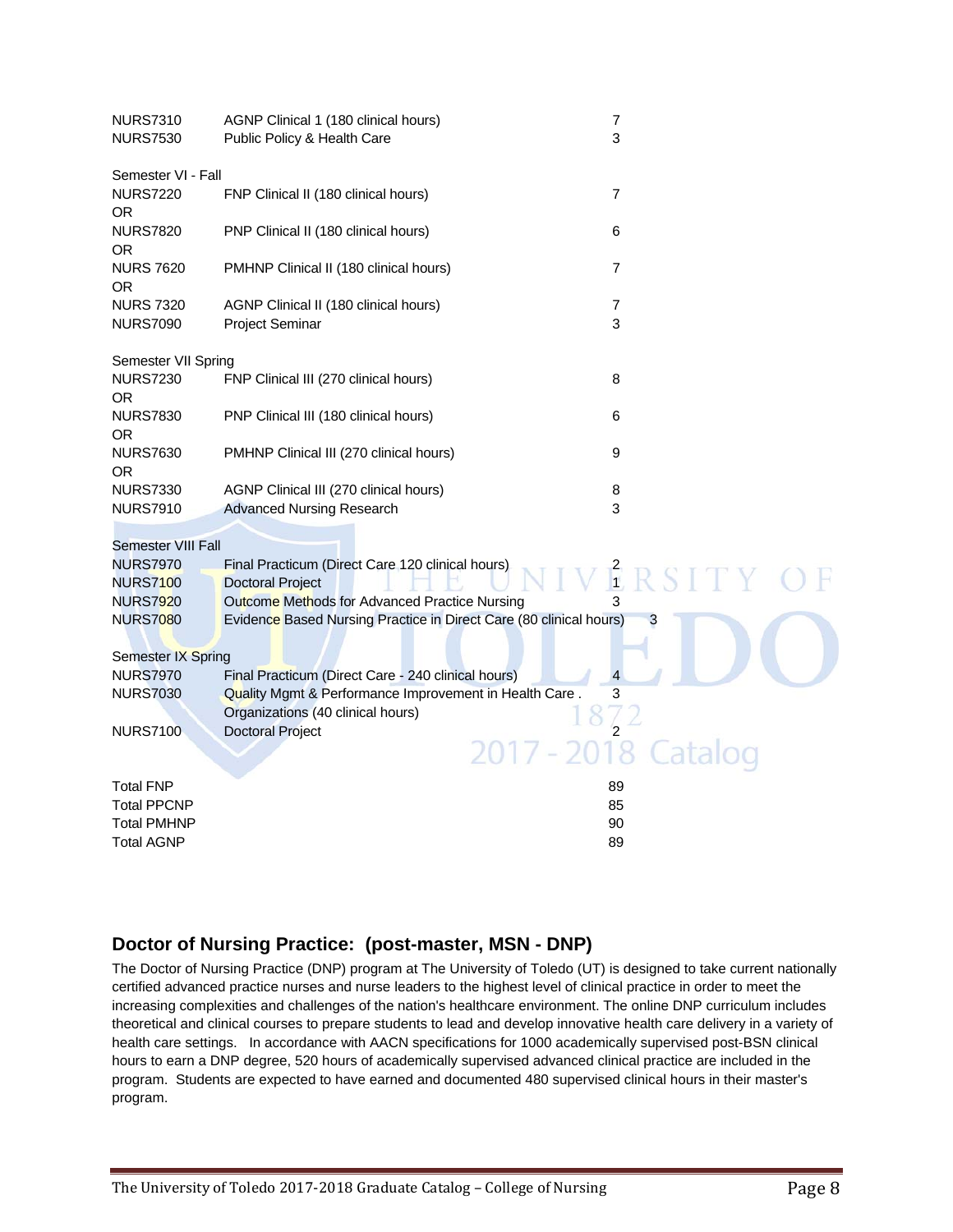| | | |
|---|---|---|
| NURS7310 | AGNP Clinical 1 (180 clinical hours) | 7 |
| NURS7530 | Public Policy & Health Care | 3 |
| **Semester VI - Fall** | | |
| NURS7220 OR | FNP Clinical II (180 clinical hours) | 7 |
| NURS7820 OR | PNP Clinical II (180 clinical hours) | 6 |
| NURS 7620 OR | PMHNP Clinical II (180 clinical hours) | 7 |
| NURS 7320 | AGNP Clinical II (180 clinical hours) | 7 |
| NURS7090 | Project Seminar | 3 |
| **Semester VII Spring** | | |
| NURS7230 OR | FNP Clinical III (270 clinical hours) | 8 |
| NURS7830 OR | PNP Clinical III (180 clinical hours) | 6 |
| NURS7630 OR | PMHNP Clinical III (270 clinical hours) | 9 |
| NURS7330 | AGNP Clinical III (270 clinical hours) | 8 |
| NURS7910 | Advanced Nursing Research | 3 |
| **Semester VIII Fall** | | |
| NURS7970 | Final Practicum (Direct Care 120 clinical hours) | 2 |
| NURS7100 | Doctoral Project | 1 |
| NURS7920 | Outcome Methods for Advanced Practice Nursing | 3 |
| NURS7080 | Evidence Based Nursing Practice in Direct Care (80 clinical hours) | 3 |
| **Semester IX Spring** | | |
| NURS7970 | Final Practicum (Direct Care - 240 clinical hours) | 4 |
| NURS7030 | Quality Mgmt & Performance Improvement in Health Care . Organizations (40 clinical hours) | 3 |
| NURS7100 | Doctoral Project | 2 |
| | | |
| Total FNP | | 89 |
| Total PPCNP | | 85 |
| Total PMHNP | | 90 |
| Total AGNP | | 89 |

## Doctor of Nursing Practice: (post-master, MSN - DNP)

The Doctor of Nursing Practice (DNP) program at The University of Toledo (UT) is designed to take current nationally certified advanced practice nurses and nurse leaders to the highest level of clinical practice in order to meet the increasing complexities and challenges of the nation's healthcare environment. The online DNP curriculum includes theoretical and clinical courses to prepare students to lead and develop innovative health care delivery in a variety of health care settings. In accordance with AACN specifications for 1000 academically supervised post-BSN clinical hours to earn a DNP degree, 520 hours of academically supervised advanced clinical practice are included in the program. Students are expected to have earned and documented 480 supervised clinical hours in their master's program.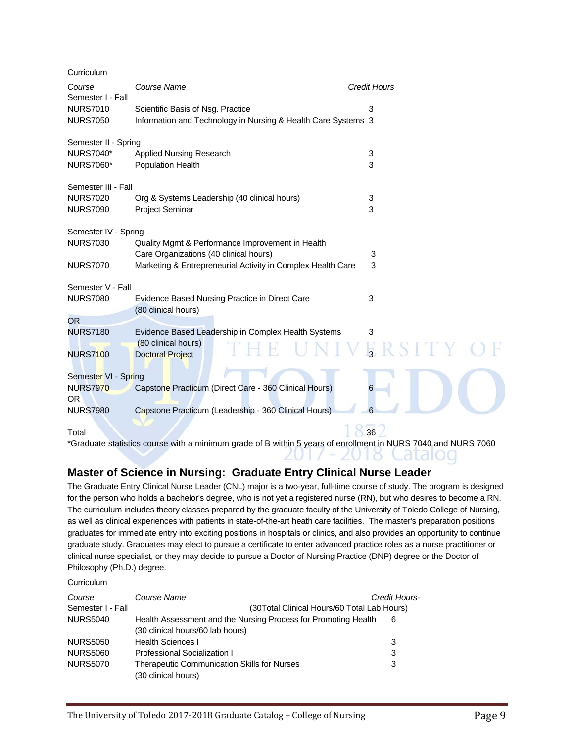Curriculum

| *Course* | *Course Name* | *Credit Hours* |
|---|---|---|
| Semester I - Fall | | |
| NURS7010 | Scientific Basis of Nsg. Practice | 3 |
| NURS7050 | Information and Technology in Nursing & Health Care Systems | 3 |
| Semester II - Spring | | |
| NURS7040* | Applied Nursing Research | 3 |
| NURS7060* | Population Health | 3 |
| Semester III - Fall | | |
| NURS7020 | Org & Systems Leadership (40 clinical hours) | 3 |
| NURS7090 | Project Seminar | 3 |
| Semester IV - Spring | | |
| NURS7030 | Quality Mgmt & Performance Improvement in Health Care Organizations (40 clinical hours) | 3 |
| NURS7070 | Marketing & Entrepreneurial Activity in Complex Health Care | 3 |
| Semester V - Fall | | |
| NURS7080 | Evidence Based Nursing Practice in Direct Care (80 clinical hours) | 3 |
| OR | | |
| NURS7180 | Evidence Based Leadership in Complex Health Systems (80 clinical hours) | 3 |
| NURS7100 | Doctoral Project | 3 |
| Semester VI - Spring | | |
| NURS7970 | Capstone Practicum (Direct Care - 360 Clinical Hours) | 6 |
| OR | | |
| NURS7980 | Capstone Practicum (Leadership - 360 Clinical Hours) | 6 |
| Total | | 36 |

*Graduate statistics course with a minimum grade of B within 5 years of enrollment in NURS 7040 and NURS 7060

## Master of Science in Nursing: Graduate Entry Clinical Nurse Leader

The Graduate Entry Clinical Nurse Leader (CNL) major is a two-year, full-time course of study. The program is designed for the person who holds a bachelor's degree, who is not yet a registered nurse (RN), but who desires to become a RN. The curriculum includes theory classes prepared by the graduate faculty of the University of Toledo College of Nursing, as well as clinical experiences with patients in state-of-the-art heath care facilities. The master's preparation positions graduates for immediate entry into exciting positions in hospitals or clinics, and also provides an opportunity to continue graduate study. Graduates may elect to pursue a certificate to enter advanced practice roles as a nurse practitioner or clinical nurse specialist, or they may decide to pursue a Doctor of Nursing Practice (DNP) degree or the Doctor of Philosophy (Ph.D.) degree.

Curriculum

| *Course* | *Course Name* | *Credit Hours-* |
|---|---|---|
| Semester I - Fall | (30Total Clinical Hours/60 Total Lab Hours) | |
| NURS5040 | Health Assessment and the Nursing Process for Promoting Health (30 clinical hours/60 lab hours) | 6 |
| NURS5050 | Health Sciences I | 3 |
| NURS5060 | Professional Socialization I | 3 |
| NURS5070 | Therapeutic Communication Skills for Nurses (30 clinical hours) | 3 |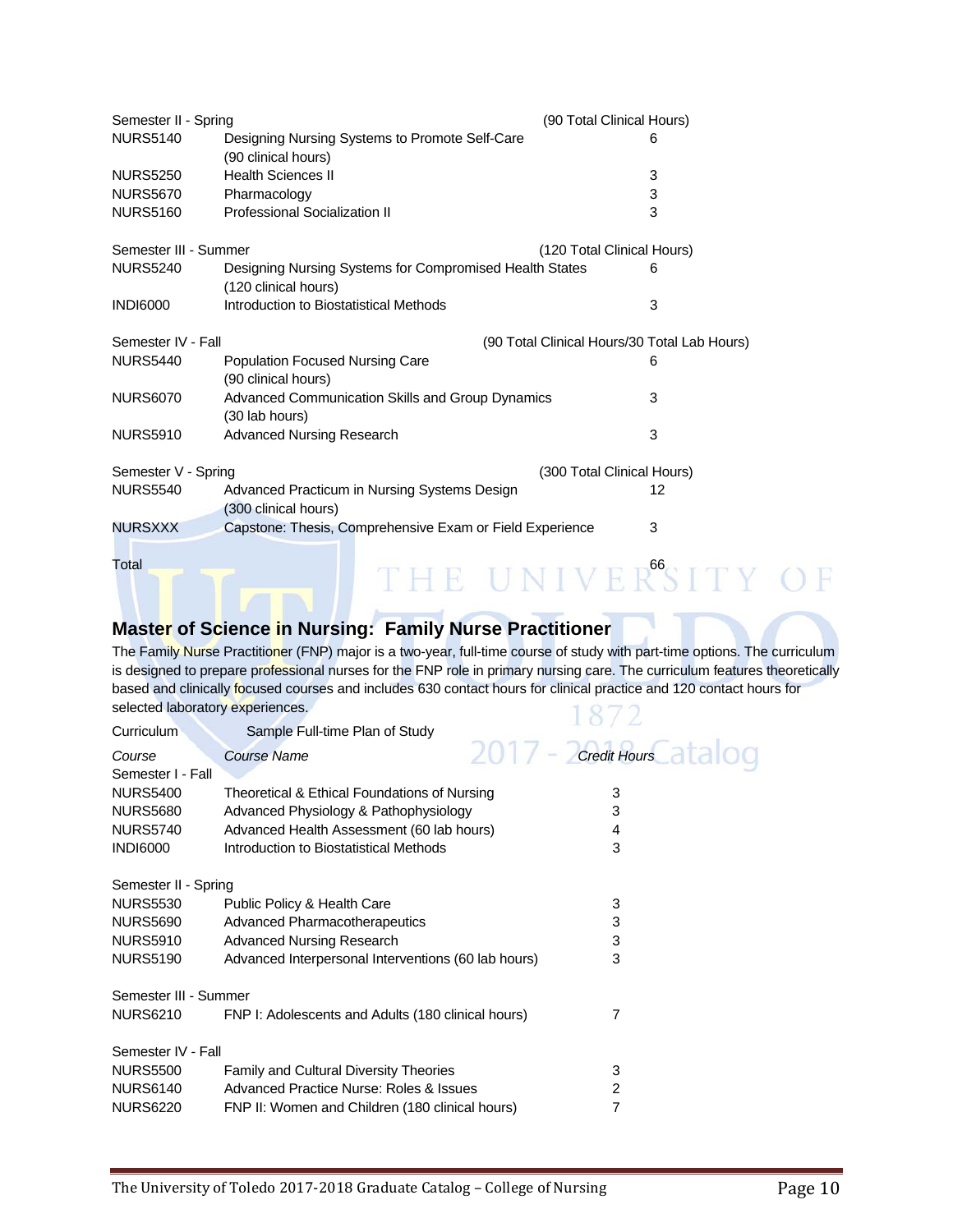| | | | |
|---|---|---|---|
| Semester II - Spring | | (90 Total Clinical Hours) | |
| NURS5140 | Designing Nursing Systems to Promote Self-Care (90 clinical hours) | | 6 |
| NURS5250 | Health Sciences II | | 3 |
| NURS5670 | Pharmacology | | 3 |
| NURS5160 | Professional Socialization II | | 3 |
| Semester III - Summer | | (120 Total Clinical Hours) | |
| NURS5240 | Designing Nursing Systems for Compromised Health States (120 clinical hours) | | 6 |
| INDI6000 | Introduction to Biostatistical Methods | | 3 |
| Semester IV - Fall | | (90 Total Clinical Hours/30 Total Lab Hours) | |
| NURS5440 | Population Focused Nursing Care (90 clinical hours) | | 6 |
| NURS6070 | Advanced Communication Skills and Group Dynamics (30 lab hours) | | 3 |
| NURS5910 | Advanced Nursing Research | | 3 |
| Semester V - Spring | | (300 Total Clinical Hours) | |
| NURS5540 | Advanced Practicum in Nursing Systems Design (300 clinical hours) | | 12 |
| NURSXXX | Capstone: Thesis, Comprehensive Exam or Field Experience | | 3 |
| Total | | | 66 |

## Master of Science in Nursing: Family Nurse Practitioner

The Family Nurse Practitioner (FNP) major is a two-year, full-time course of study with part-time options. The curriculum is designed to prepare professional nurses for the FNP role in primary nursing care. The curriculum features theoretically based and clinically focused courses and includes 630 contact hours for clinical practice and 120 contact hours for selected laboratory experiences.

Curriculum — Sample Full-time Plan of Study

| *Course* | *Course Name* | *Credit Hours* |
|---|---|---|
| Semester I - Fall | | |
| NURS5400 | Theoretical & Ethical Foundations of Nursing | 3 |
| NURS5680 | Advanced Physiology & Pathophysiology | 3 |
| NURS5740 | Advanced Health Assessment (60 lab hours) | 4 |
| INDI6000 | Introduction to Biostatistical Methods | 3 |
| Semester II - Spring | | |
| NURS5530 | Public Policy & Health Care | 3 |
| NURS5690 | Advanced Pharmacotherapeutics | 3 |
| NURS5910 | Advanced Nursing Research | 3 |
| NURS5190 | Advanced Interpersonal Interventions (60 lab hours) | 3 |
| Semester III - Summer | | |
| NURS6210 | FNP I: Adolescents and Adults (180 clinical hours) | 7 |
| Semester IV - Fall | | |
| NURS5500 | Family and Cultural Diversity Theories | 3 |
| NURS6140 | Advanced Practice Nurse: Roles & Issues | 2 |
| NURS6220 | FNP II: Women and Children (180 clinical hours) | 7 |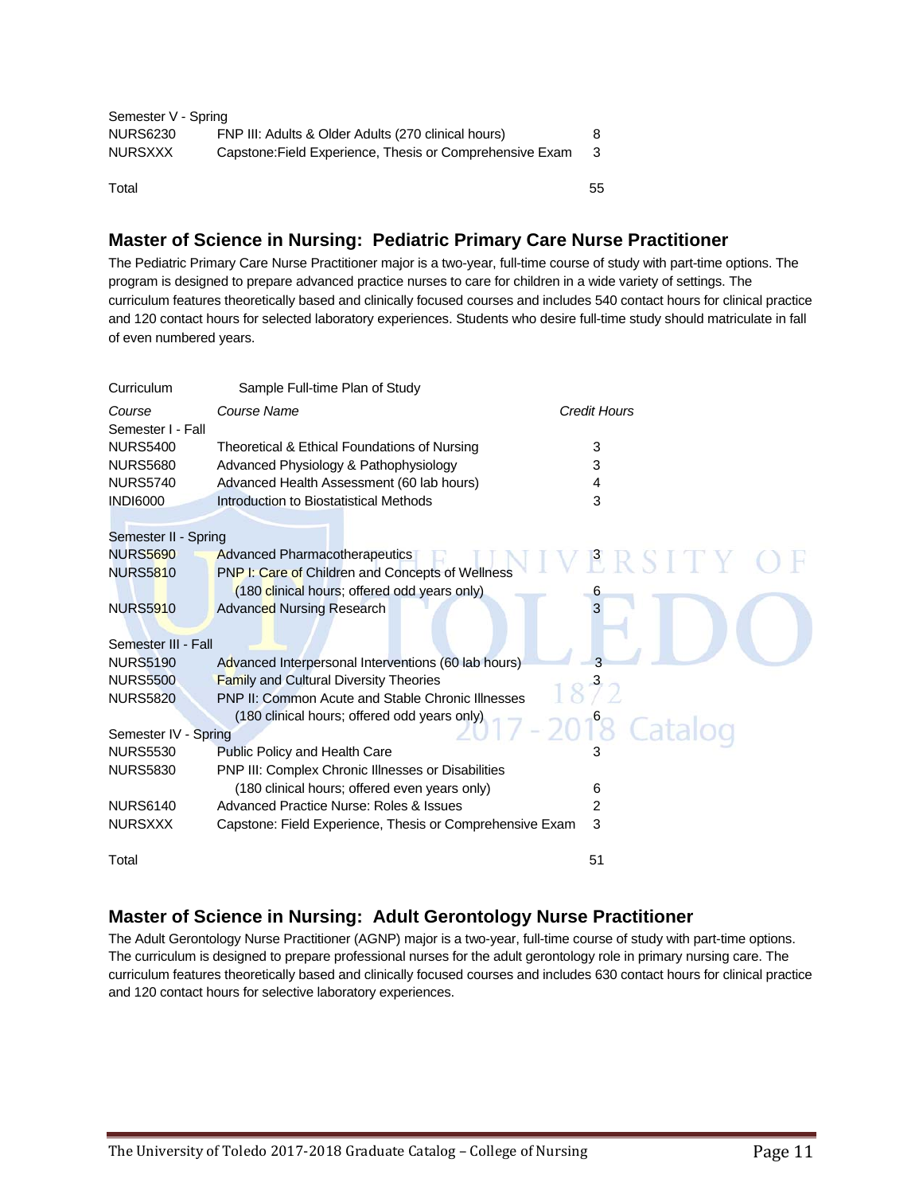| | | |
|---|---|---|
| Semester V - Spring | | |
| NURS6230 | FNP III: Adults & Older Adults (270 clinical hours) | 8 |
| NURSXXX | Capstone:Field Experience, Thesis or Comprehensive Exam | 3 |
| Total | | 55 |

## Master of Science in Nursing: Pediatric Primary Care Nurse Practitioner

The Pediatric Primary Care Nurse Practitioner major is a two-year, full-time course of study with part-time options. The program is designed to prepare advanced practice nurses to care for children in a wide variety of settings. The curriculum features theoretically based and clinically focused courses and includes 540 contact hours for clinical practice and 120 contact hours for selected laboratory experiences. Students who desire full-time study should matriculate in fall of even numbered years.

Curriculum — Sample Full-time Plan of Study

| *Course* | *Course Name* | *Credit Hours* |
|---|---|---|
| Semester I - Fall | | |
| NURS5400 | Theoretical & Ethical Foundations of Nursing | 3 |
| NURS5680 | Advanced Physiology & Pathophysiology | 3 |
| NURS5740 | Advanced Health Assessment (60 lab hours) | 4 |
| INDI6000 | Introduction to Biostatistical Methods | 3 |
| Semester II - Spring | | |
| NURS5690 | Advanced Pharmacotherapeutics | 3 |
| NURS5810 | PNP I: Care of Children and Concepts of Wellness (180 clinical hours; offered odd years only) | 6 |
| NURS5910 | Advanced Nursing Research | 3 |
| Semester III - Fall | | |
| NURS5190 | Advanced Interpersonal Interventions (60 lab hours) | 3 |
| NURS5500 | Family and Cultural Diversity Theories | 3 |
| NURS5820 | PNP II: Common Acute and Stable Chronic Illnesses (180 clinical hours; offered odd years only) | 6 |
| Semester IV - Spring | | |
| NURS5530 | Public Policy and Health Care | 3 |
| NURS5830 | PNP III: Complex Chronic Illnesses or Disabilities (180 clinical hours; offered even years only) | 6 |
| NURS6140 | Advanced Practice Nurse: Roles & Issues | 2 |
| NURSXXX | Capstone: Field Experience, Thesis or Comprehensive Exam | 3 |
| Total | | 51 |

## Master of Science in Nursing: Adult Gerontology Nurse Practitioner

The Adult Gerontology Nurse Practitioner (AGNP) major is a two-year, full-time course of study with part-time options. The curriculum is designed to prepare professional nurses for the adult gerontology role in primary nursing care. The curriculum features theoretically based and clinically focused courses and includes 630 contact hours for clinical practice and 120 contact hours for selective laboratory experiences.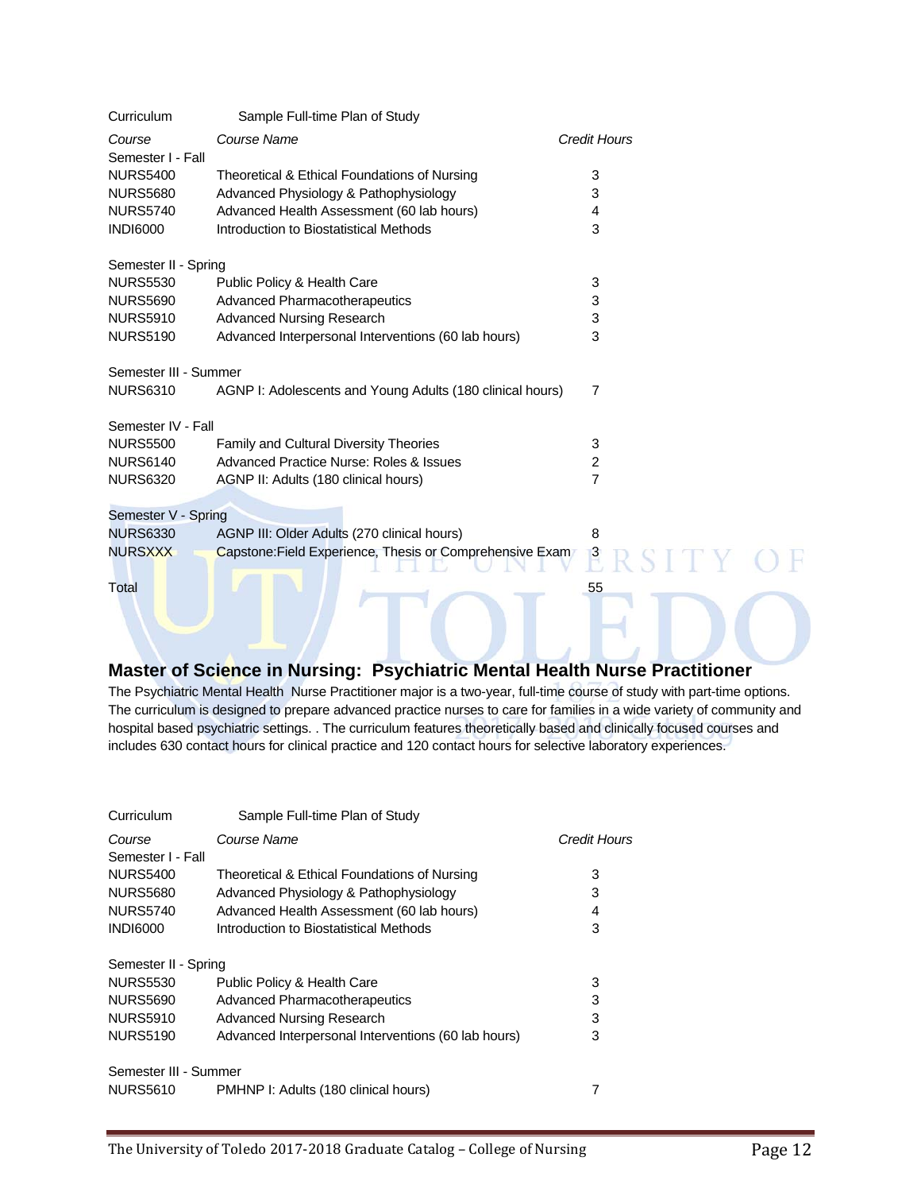| Curriculum | Sample Full-time Plan of Study | |
|---|---|---|
| *Course* | *Course Name* | *Credit Hours* |
| Semester I - Fall | | |
| NURS5400 | Theoretical & Ethical Foundations of Nursing | 3 |
| NURS5680 | Advanced Physiology & Pathophysiology | 3 |
| NURS5740 | Advanced Health Assessment (60 lab hours) | 4 |
| INDI6000 | Introduction to Biostatistical Methods | 3 |
| Semester II - Spring | | |
| NURS5530 | Public Policy & Health Care | 3 |
| NURS5690 | Advanced Pharmacotherapeutics | 3 |
| NURS5910 | Advanced Nursing Research | 3 |
| NURS5190 | Advanced Interpersonal Interventions (60 lab hours) | 3 |
| Semester III - Summer | | |
| NURS6310 | AGNP I: Adolescents and Young Adults (180 clinical hours) | 7 |
| Semester IV - Fall | | |
| NURS5500 | Family and Cultural Diversity Theories | 3 |
| NURS6140 | Advanced Practice Nurse: Roles & Issues | 2 |
| NURS6320 | AGNP II: Adults (180 clinical hours) | 7 |
| Semester V - Spring | | |
| NURS6330 | AGNP III: Older Adults (270 clinical hours) | 8 |
| NURSXXX | Capstone:Field Experience, Thesis or Comprehensive Exam | 3 |
| Total | | 55 |

## Master of Science in Nursing: Psychiatric Mental Health Nurse Practitioner

The Psychiatric Mental Health Nurse Practitioner major is a two-year, full-time course of study with part-time options. The curriculum is designed to prepare advanced practice nurses to care for families in a wide variety of community and hospital based psychiatric settings. . The curriculum features theoretically based and clinically focused courses and includes 630 contact hours for clinical practice and 120 contact hours for selective laboratory experiences.

| Curriculum | Sample Full-time Plan of Study | |
|---|---|---|
| *Course* | *Course Name* | *Credit Hours* |
| Semester I - Fall | | |
| NURS5400 | Theoretical & Ethical Foundations of Nursing | 3 |
| NURS5680 | Advanced Physiology & Pathophysiology | 3 |
| NURS5740 | Advanced Health Assessment (60 lab hours) | 4 |
| INDI6000 | Introduction to Biostatistical Methods | 3 |
| Semester II - Spring | | |
| NURS5530 | Public Policy & Health Care | 3 |
| NURS5690 | Advanced Pharmacotherapeutics | 3 |
| NURS5910 | Advanced Nursing Research | 3 |
| NURS5190 | Advanced Interpersonal Interventions (60 lab hours) | 3 |
| Semester III - Summer | | |
| NURS5610 | PMHNP I: Adults (180 clinical hours) | 7 |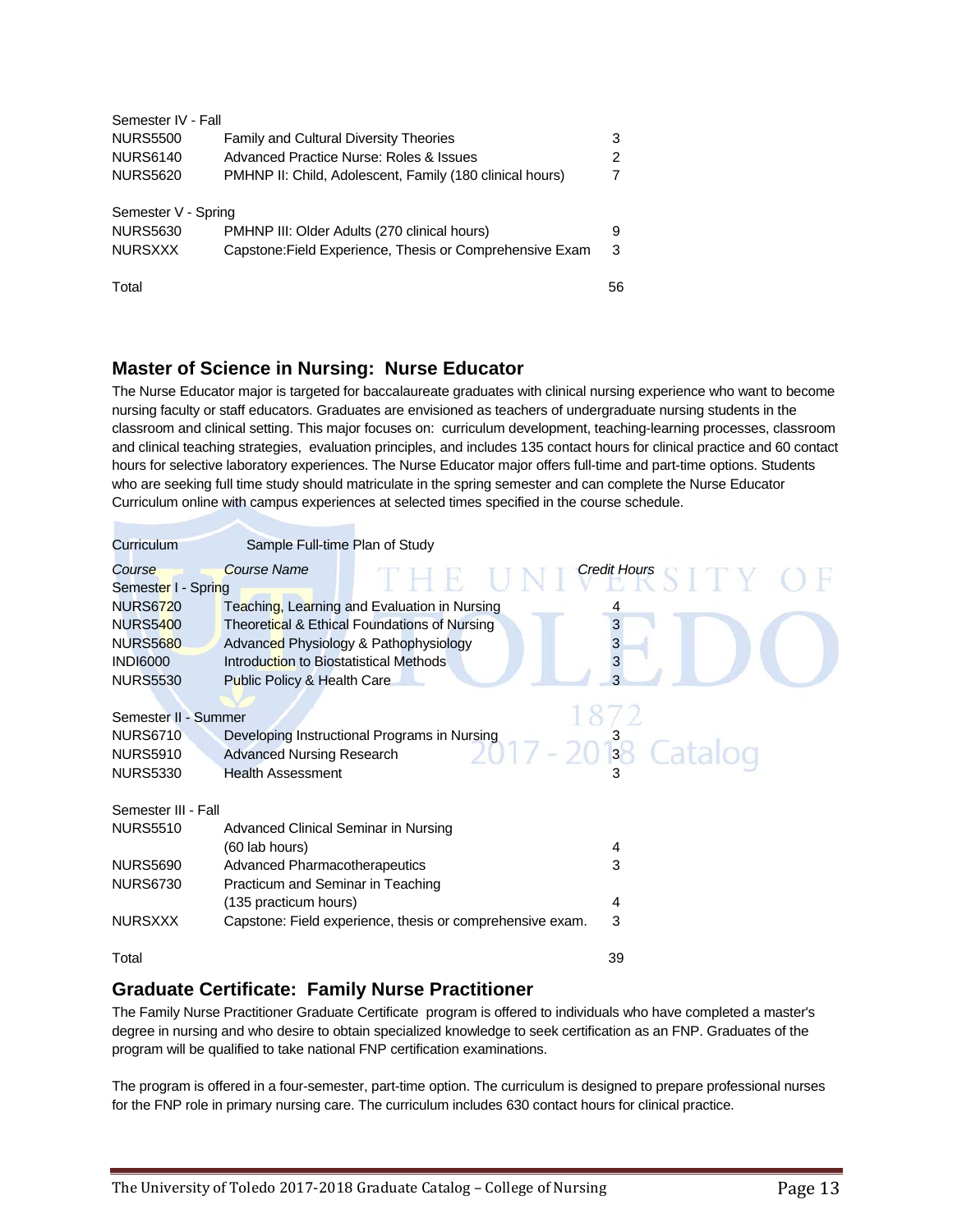| Course | Course Name | Credit Hours |
|---|---|---|
| Semester IV - Fall | | |
| NURS5500 | Family and Cultural Diversity Theories | 3 |
| NURS6140 | Advanced Practice Nurse: Roles & Issues | 2 |
| NURS5620 | PMHNP II: Child, Adolescent, Family (180 clinical hours) | 7 |
| Semester V - Spring | | |
| NURS5630 | PMHNP III: Older Adults (270 clinical hours) | 9 |
| NURSXXX | Capstone:Field Experience, Thesis or Comprehensive Exam | 3 |
| Total | | 56 |

## Master of Science in Nursing: Nurse Educator

The Nurse Educator major is targeted for baccalaureate graduates with clinical nursing experience who want to become nursing faculty or staff educators. Graduates are envisioned as teachers of undergraduate nursing students in the classroom and clinical setting. This major focuses on: curriculum development, teaching-learning processes, classroom and clinical teaching strategies, evaluation principles, and includes 135 contact hours for clinical practice and 60 contact hours for selective laboratory experiences. The Nurse Educator major offers full-time and part-time options. Students who are seeking full time study should matriculate in the spring semester and can complete the Nurse Educator Curriculum online with campus experiences at selected times specified in the course schedule.

Curriculum Sample Full-time Plan of Study

| *Course* | *Course Name* | *Credit Hours* |
|---|---|---|
| Semester I - Spring | | |
| NURS6720 | Teaching, Learning and Evaluation in Nursing | 4 |
| NURS5400 | Theoretical & Ethical Foundations of Nursing | 3 |
| NURS5680 | Advanced Physiology & Pathophysiology | 3 |
| INDI6000 | Introduction to Biostatistical Methods | 3 |
| NURS5530 | Public Policy & Health Care | 3 |
| Semester II - Summer | | |
| NURS6710 | Developing Instructional Programs in Nursing | 3 |
| NURS5910 | Advanced Nursing Research | 3 |
| NURS5330 | Health Assessment | 3 |
| Semester III - Fall | | |
| NURS5510 | Advanced Clinical Seminar in Nursing (60 lab hours) | 4 |
| NURS5690 | Advanced Pharmacotherapeutics | 3 |
| NURS6730 | Practicum and Seminar in Teaching (135 practicum hours) | 4 |
| NURSXXX | Capstone: Field experience, thesis or comprehensive exam. | 3 |
| Total | | 39 |

## Graduate Certificate: Family Nurse Practitioner

The Family Nurse Practitioner Graduate Certificate program is offered to individuals who have completed a master's degree in nursing and who desire to obtain specialized knowledge to seek certification as an FNP. Graduates of the program will be qualified to take national FNP certification examinations.

The program is offered in a four-semester, part-time option. The curriculum is designed to prepare professional nurses for the FNP role in primary nursing care. The curriculum includes 630 contact hours for clinical practice.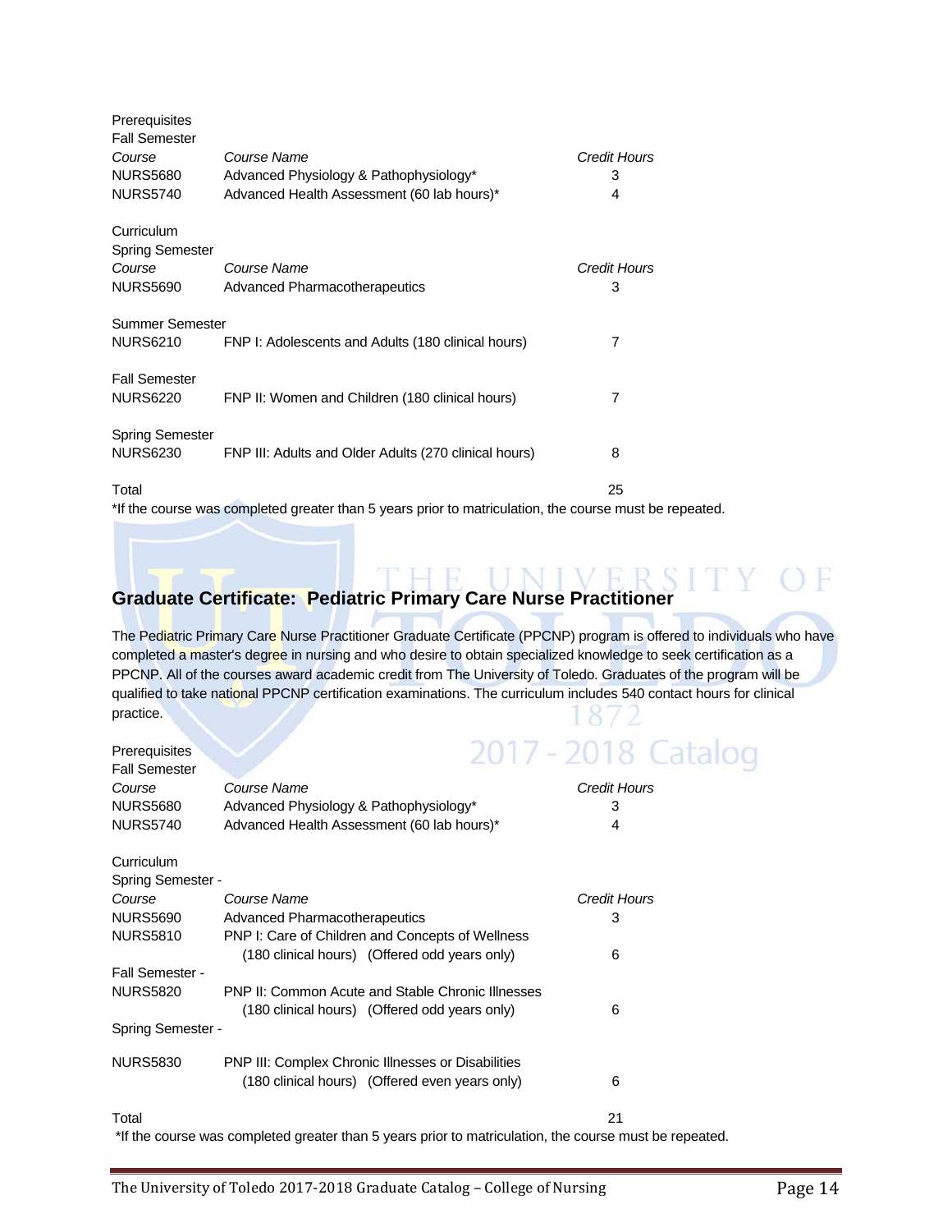Prerequisites

Fall Semester

| Course | Course Name | Credit Hours |
|---|---|---|
| NURS5680 | Advanced Physiology & Pathophysiology* | 3 |
| NURS5740 | Advanced Health Assessment (60 lab hours)* | 4 |

Curriculum

Spring Semester

| Course | Course Name | Credit Hours |
|---|---|---|
| NURS5690 | Advanced Pharmacotherapeutics | 3 |
| **Summer Semester** | | |
| NURS6210 | FNP I: Adolescents and Adults (180 clinical hours) | 7 |
| **Fall Semester** | | |
| NURS6220 | FNP II: Women and Children (180 clinical hours) | 7 |
| **Spring Semester** | | |
| NURS6230 | FNP III: Adults and Older Adults (270 clinical hours) | 8 |
| Total | | 25 |

*If the course was completed greater than 5 years prior to matriculation, the course must be repeated.

## Graduate Certificate: Pediatric Primary Care Nurse Practitioner

The Pediatric Primary Care Nurse Practitioner Graduate Certificate (PPCNP) program is offered to individuals who have completed a master's degree in nursing and who desire to obtain specialized knowledge to seek certification as a PPCNP. All of the courses award academic credit from The University of Toledo. Graduates of the program will be qualified to take national PPCNP certification examinations. The curriculum includes 540 contact hours for clinical practice.

Prerequisites

Fall Semester

| Course | Course Name | Credit Hours |
|---|---|---|
| NURS5680 | Advanced Physiology & Pathophysiology* | 3 |
| NURS5740 | Advanced Health Assessment (60 lab hours)* | 4 |

Curriculum

Spring Semester -

| Course | Course Name | Credit Hours |
|---|---|---|
| NURS5690 | Advanced Pharmacotherapeutics | 3 |
| NURS5810 | PNP I: Care of Children and Concepts of Wellness (180 clinical hours) (Offered odd years only) | 6 |
| **Fall Semester -** | | |
| NURS5820 | PNP II: Common Acute and Stable Chronic Illnesses (180 clinical hours) (Offered odd years only) | 6 |
| **Spring Semester -** | | |
| NURS5830 | PNP III: Complex Chronic Illnesses or Disabilities (180 clinical hours) (Offered even years only) | 6 |
| Total | | 21 |

*If the course was completed greater than 5 years prior to matriculation, the course must be repeated.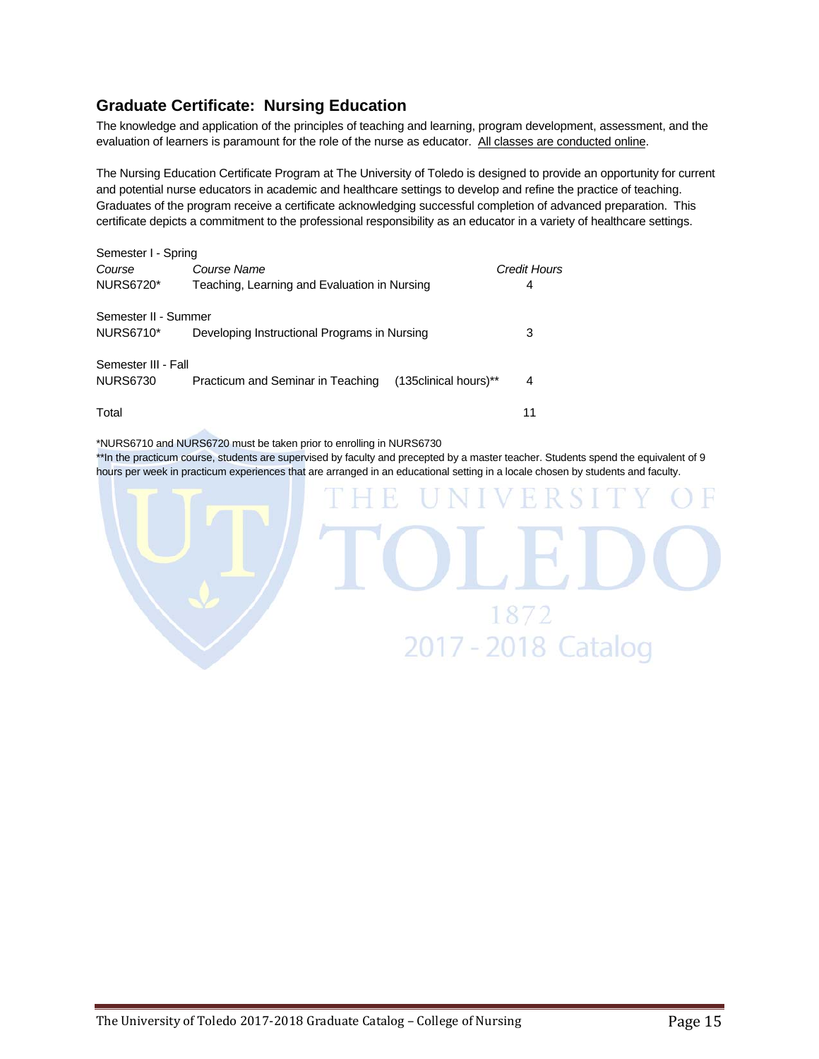## Graduate Certificate: Nursing Education

The knowledge and application of the principles of teaching and learning, program development, assessment, and the evaluation of learners is paramount for the role of the nurse as educator. All classes are conducted online.

The Nursing Education Certificate Program at The University of Toledo is designed to provide an opportunity for current and potential nurse educators in academic and healthcare settings to develop and refine the practice of teaching. Graduates of the program receive a certificate acknowledging successful completion of advanced preparation. This certificate depicts a commitment to the professional responsibility as an educator in a variety of healthcare settings.

| *Course* | *Course Name* | | *Credit Hours* |
|---|---|---|---|
| Semester I - Spring | | | |
| NURS6720* | Teaching, Learning and Evaluation in Nursing | | 4 |
| Semester II - Summer | | | |
| NURS6710* | Developing Instructional Programs in Nursing | | 3 |
| Semester III - Fall | | | |
| NURS6730 | Practicum and Seminar in Teaching | (135clinical hours)** | 4 |
| Total | | | 11 |

*NURS6710 and NURS6720 must be taken prior to enrolling in NURS6730

**In the practicum course, students are supervised by faculty and precepted by a master teacher. Students spend the equivalent of 9 hours per week in practicum experiences that are arranged in an educational setting in a locale chosen by students and faculty.